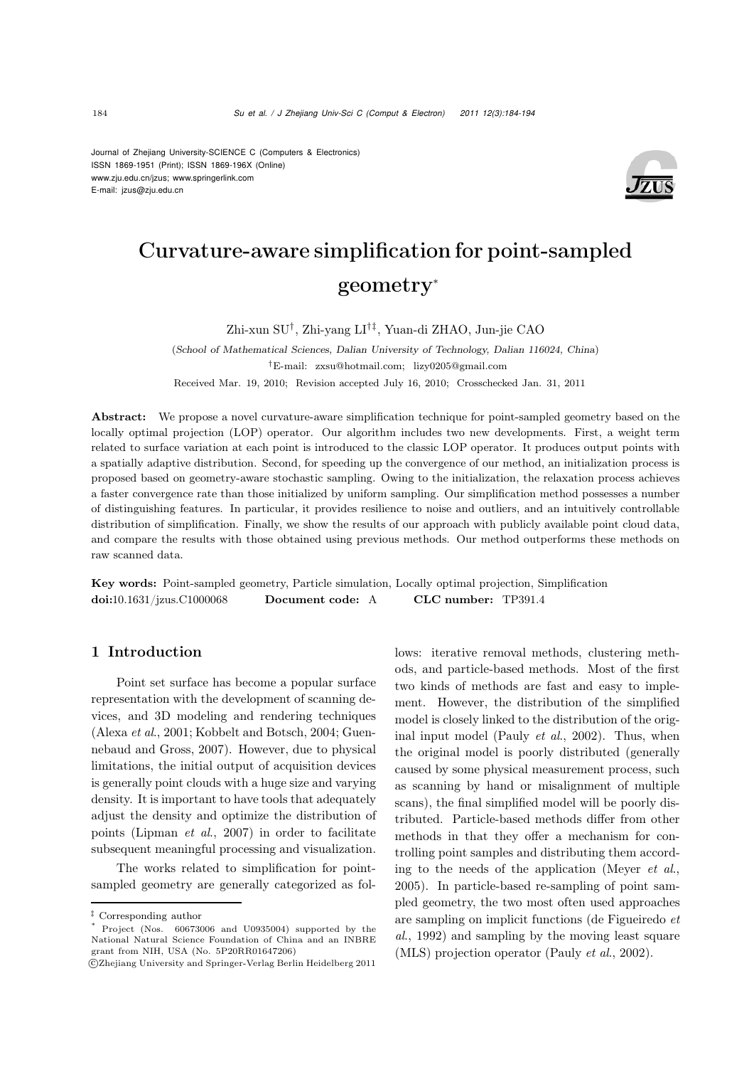Journal of Zhejiang University-SCIENCE C (Computers & Electronics)
ISSN 1869-1951 (Print); ISSN 1869-196X (Online)
www.zju.edu.cn/jzus; www.springerlink.com
E-mail: jzus@zju.edu.cn

# Curvature-aware simplification for point-sampled geometry*

Zhi-xun SU[†], Zhi-yang LI[†‡], Yuan-di ZHAO, Jun-jie CAO

(*School of Mathematical Sciences, Dalian University of Technology, Dalian 116024, China*)

[†]E-mail: zxsu@hotmail.com; lizy0205@gmail.com

Received Mar. 19, 2010; Revision accepted July 16, 2010; Crosschecked Jan. 31, 2011

**Abstract:** We propose a novel curvature-aware simplification technique for point-sampled geometry based on the locally optimal projection (LOP) operator. Our algorithm includes two new developments. First, a weight term related to surface variation at each point is introduced to the classic LOP operator. It produces output points with a spatially adaptive distribution. Second, for speeding up the convergence of our method, an initialization process is proposed based on geometry-aware stochastic sampling. Owing to the initialization, the relaxation process achieves a faster convergence rate than those initialized by uniform sampling. Our simplification method possesses a number of distinguishing features. In particular, it provides resilience to noise and outliers, and an intuitively controllable distribution of simplification. Finally, we show the results of our approach with publicly available point cloud data, and compare the results with those obtained using previous methods. Our method outperforms these methods on raw scanned data.

**Key words:** Point-sampled geometry, Particle simulation, Locally optimal projection, Simplification
**doi:**10.1631/jzus.C1000068 **Document code:** A **CLC number:** TP391.4

## 1 Introduction

Point set surface has become a popular surface representation with the development of scanning devices, and 3D modeling and rendering techniques (Alexa *et al.*, 2001; Kobbelt and Botsch, 2004; Guennebaud and Gross, 2007). However, due to physical limitations, the initial output of acquisition devices is generally point clouds with a huge size and varying density. It is important to have tools that adequately adjust the density and optimize the distribution of points (Lipman *et al.*, 2007) in order to facilitate subsequent meaningful processing and visualization.

The works related to simplification for point-sampled geometry are generally categorized as follows: iterative removal methods, clustering methods, and particle-based methods. Most of the first two kinds of methods are fast and easy to implement. However, the distribution of the simplified model is closely linked to the distribution of the original input model (Pauly *et al.*, 2002). Thus, when the original model is poorly distributed (generally caused by some physical measurement process, such as scanning by hand or misalignment of multiple scans), the final simplified model will be poorly distributed. Particle-based methods differ from other methods in that they offer a mechanism for controlling point samples and distributing them according to the needs of the application (Meyer *et al.*, 2005). In particle-based re-sampling of point sampled geometry, the two most often used approaches are sampling on implicit functions (de Figueiredo *et al.*, 1992) and sampling by the moving least square (MLS) projection operator (Pauly *et al.*, 2002).

---

‡ Corresponding author

\* Project (Nos. 60673006 and U0935004) supported by the National Natural Science Foundation of China and an INBRE grant from NIH, USA (No. 5P20RR01647206)

©Zhejiang University and Springer-Verlag Berlin Heidelberg 2011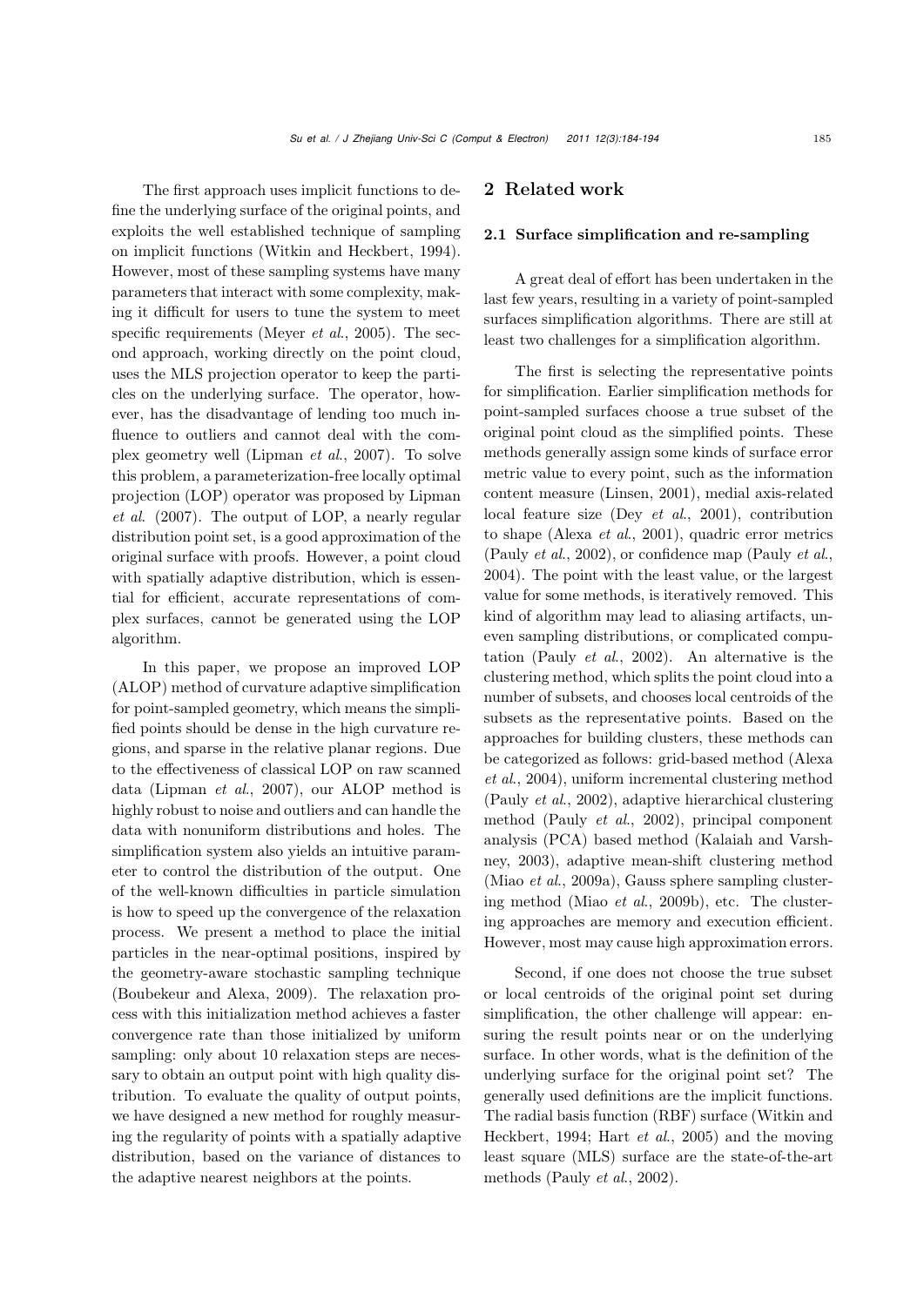The first approach uses implicit functions to define the underlying surface of the original points, and exploits the well established technique of sampling on implicit functions (Witkin and Heckbert, 1994). However, most of these sampling systems have many parameters that interact with some complexity, making it difficult for users to tune the system to meet specific requirements (Meyer *et al.*, 2005). The second approach, working directly on the point cloud, uses the MLS projection operator to keep the particles on the underlying surface. The operator, however, has the disadvantage of lending too much influence to outliers and cannot deal with the complex geometry well (Lipman *et al.*, 2007). To solve this problem, a parameterization-free locally optimal projection (LOP) operator was proposed by Lipman *et al.* (2007). The output of LOP, a nearly regular distribution point set, is a good approximation of the original surface with proofs. However, a point cloud with spatially adaptive distribution, which is essential for efficient, accurate representations of complex surfaces, cannot be generated using the LOP algorithm.

In this paper, we propose an improved LOP (ALOP) method of curvature adaptive simplification for point-sampled geometry, which means the simplified points should be dense in the high curvature regions, and sparse in the relative planar regions. Due to the effectiveness of classical LOP on raw scanned data (Lipman *et al.*, 2007), our ALOP method is highly robust to noise and outliers and can handle the data with nonuniform distributions and holes. The simplification system also yields an intuitive parameter to control the distribution of the output. One of the well-known difficulties in particle simulation is how to speed up the convergence of the relaxation process. We present a method to place the initial particles in the near-optimal positions, inspired by the geometry-aware stochastic sampling technique (Boubekeur and Alexa, 2009). The relaxation process with this initialization method achieves a faster convergence rate than those initialized by uniform sampling: only about 10 relaxation steps are necessary to obtain an output point with high quality distribution. To evaluate the quality of output points, we have designed a new method for roughly measuring the regularity of points with a spatially adaptive distribution, based on the variance of distances to the adaptive nearest neighbors at the points.

## 2 Related work

### 2.1 Surface simplification and re-sampling

A great deal of effort has been undertaken in the last few years, resulting in a variety of point-sampled surfaces simplification algorithms. There are still at least two challenges for a simplification algorithm.

The first is selecting the representative points for simplification. Earlier simplification methods for point-sampled surfaces choose a true subset of the original point cloud as the simplified points. These methods generally assign some kinds of surface error metric value to every point, such as the information content measure (Linsen, 2001), medial axis-related local feature size (Dey *et al.*, 2001), contribution to shape (Alexa *et al.*, 2001), quadric error metrics (Pauly *et al.*, 2002), or confidence map (Pauly *et al.*, 2004). The point with the least value, or the largest value for some methods, is iteratively removed. This kind of algorithm may lead to aliasing artifacts, uneven sampling distributions, or complicated computation (Pauly *et al.*, 2002). An alternative is the clustering method, which splits the point cloud into a number of subsets, and chooses local centroids of the subsets as the representative points. Based on the approaches for building clusters, these methods can be categorized as follows: grid-based method (Alexa *et al.*, 2004), uniform incremental clustering method (Pauly *et al.*, 2002), adaptive hierarchical clustering method (Pauly *et al.*, 2002), principal component analysis (PCA) based method (Kalaiah and Varshney, 2003), adaptive mean-shift clustering method (Miao *et al.*, 2009a), Gauss sphere sampling clustering method (Miao *et al.*, 2009b), etc. The clustering approaches are memory and execution efficient. However, most may cause high approximation errors.

Second, if one does not choose the true subset or local centroids of the original point set during simplification, the other challenge will appear: ensuring the result points near or on the underlying surface. In other words, what is the definition of the underlying surface for the original point set? The generally used definitions are the implicit functions. The radial basis function (RBF) surface (Witkin and Heckbert, 1994; Hart *et al.*, 2005) and the moving least square (MLS) surface are the state-of-the-art methods (Pauly *et al.*, 2002).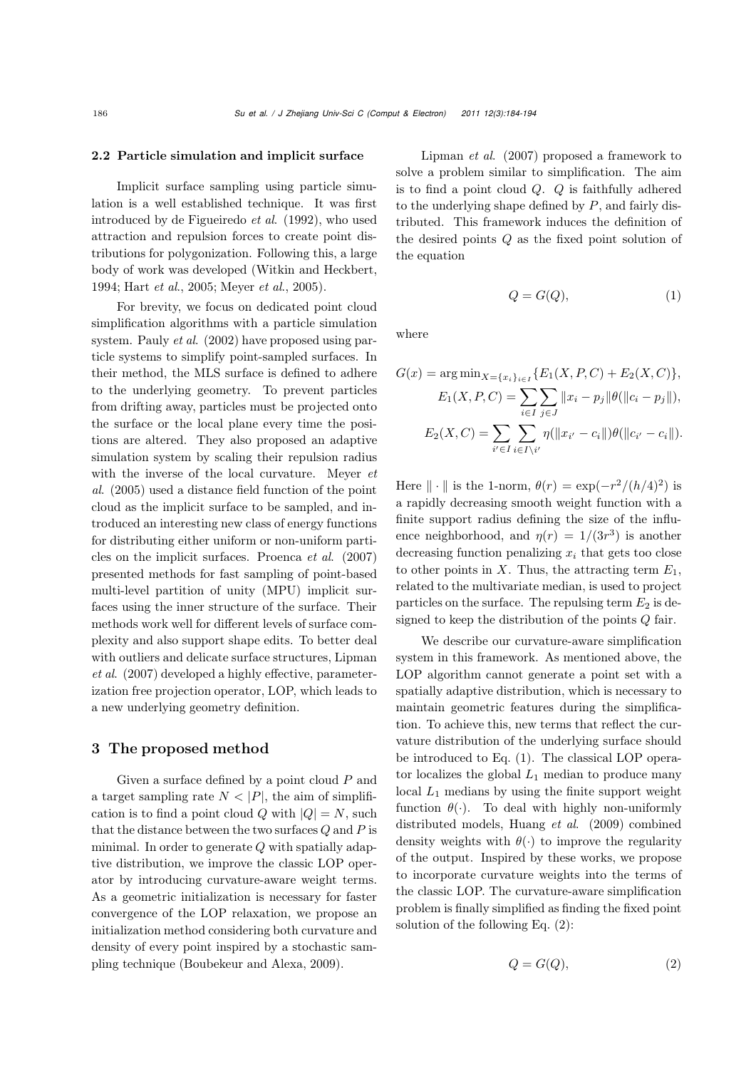### 2.2 Particle simulation and implicit surface

Implicit surface sampling using particle simulation is a well established technique. It was first introduced by de Figueiredo *et al.* (1992), who used attraction and repulsion forces to create point distributions for polygonization. Following this, a large body of work was developed (Witkin and Heckbert, 1994; Hart *et al.*, 2005; Meyer *et al.*, 2005).

For brevity, we focus on dedicated point cloud simplification algorithms with a particle simulation system. Pauly *et al.* (2002) have proposed using particle systems to simplify point-sampled surfaces. In their method, the MLS surface is defined to adhere to the underlying geometry. To prevent particles from drifting away, particles must be projected onto the surface or the local plane every time the positions are altered. They also proposed an adaptive simulation system by scaling their repulsion radius with the inverse of the local curvature. Meyer *et al.* (2005) used a distance field function of the point cloud as the implicit surface to be sampled, and introduced an interesting new class of energy functions for distributing either uniform or non-uniform particles on the implicit surfaces. Proenca *et al.* (2007) presented methods for fast sampling of point-based multi-level partition of unity (MPU) implicit surfaces using the inner structure of the surface. Their methods work well for different levels of surface complexity and also support shape edits. To better deal with outliers and delicate surface structures, Lipman *et al.* (2007) developed a highly effective, parameterization free projection operator, LOP, which leads to a new underlying geometry definition.

## 3 The proposed method

Given a surface defined by a point cloud $P$ and a target sampling rate $N < |P|$, the aim of simplification is to find a point cloud $Q$ with $|Q| = N$, such that the distance between the two surfaces $Q$ and $P$ is minimal. In order to generate $Q$ with spatially adaptive distribution, we improve the classic LOP operator by introducing curvature-aware weight terms. As a geometric initialization is necessary for faster convergence of the LOP relaxation, we propose an initialization method considering both curvature and density of every point inspired by a stochastic sampling technique (Boubekeur and Alexa, 2009).

Lipman *et al.* (2007) proposed a framework to solve a problem similar to simplification. The aim is to find a point cloud $Q$. $Q$ is faithfully adhered to the underlying shape defined by $P$, and fairly distributed. This framework induces the definition of the desired points $Q$ as the fixed point solution of the equation

$$Q = G(Q), \tag{1}$$

where

$$G(x) = \arg\min_{X=\{x_i\}_{i\in I}} \{E_1(X, P, C) + E_2(X, C)\},$$

$$E_1(X, P, C) = \sum_{i\in I}\sum_{j\in J} \|x_i - p_j\| \theta(\|c_i - p_j\|),$$

$$E_2(X, C) = \sum_{i'\in I}\sum_{i\in I\setminus i'} \eta(\|x_{i'} - c_i\|)\theta(\|c_{i'} - c_i\|).$$

Here $\|\cdot\|$ is the 1-norm, $\theta(r) = \exp(-r^2/(h/4)^2)$ is a rapidly decreasing smooth weight function with a finite support radius defining the size of the influence neighborhood, and $\eta(r) = 1/(3r^3)$ is another decreasing function penalizing $x_i$ that gets too close to other points in $X$. Thus, the attracting term $E_1$, related to the multivariate median, is used to project particles on the surface. The repulsing term $E_2$ is designed to keep the distribution of the points $Q$ fair.

We describe our curvature-aware simplification system in this framework. As mentioned above, the LOP algorithm cannot generate a point set with a spatially adaptive distribution, which is necessary to maintain geometric features during the simplification. To achieve this, new terms that reflect the curvature distribution of the underlying surface should be introduced to Eq. (1). The classical LOP operator localizes the global $L_1$ median to produce many local $L_1$ medians by using the finite support weight function $\theta(\cdot)$. To deal with highly non-uniformly distributed models, Huang *et al.* (2009) combined density weights with $\theta(\cdot)$ to improve the regularity of the output. Inspired by these works, we propose to incorporate curvature weights into the terms of the classic LOP. The curvature-aware simplification problem is finally simplified as finding the fixed point solution of the following Eq. (2):

$$Q = G(Q), \tag{2}$$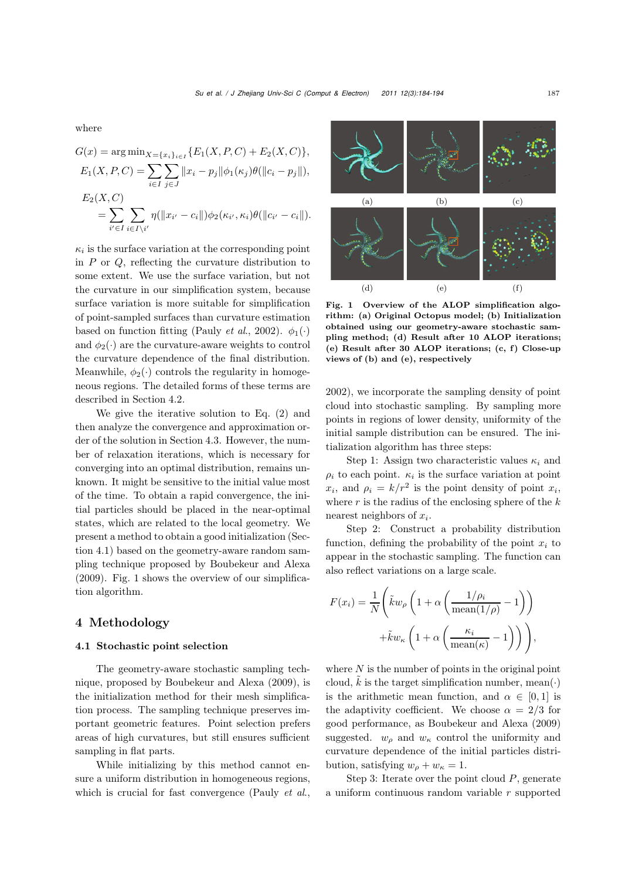where

$$G(x) = \arg\min_{X=\{x_i\}_{i\in I}} \{E_1(X,P,C) + E_2(X,C)\},$$

$$E_1(X,P,C) = \sum_{i\in I}\sum_{j\in J} \|x_i - p_j\|\phi_1(\kappa_j)\theta(\|c_i - p_j\|),$$

$$E_2(X,C) = \sum_{i'\in I}\sum_{i\in I\backslash i'} \eta(\|x_{i'} - c_i\|)\phi_2(\kappa_{i'},\kappa_i)\theta(\|c_{i'} - c_i\|).$$

$\kappa_i$ is the surface variation at the corresponding point in $P$ or $Q$, reflecting the curvature distribution to some extent. We use the surface variation, but not the curvature in our simplification system, because surface variation is more suitable for simplification of point-sampled surfaces than curvature estimation based on function fitting (Pauly *et al.*, 2002). $\phi_1(\cdot)$ and $\phi_2(\cdot)$ are the curvature-aware weights to control the curvature dependence of the final distribution. Meanwhile, $\phi_2(\cdot)$ controls the regularity in homogeneous regions. The detailed forms of these terms are described in Section 4.2.

We give the iterative solution to Eq. (2) and then analyze the convergence and approximation order of the solution in Section 4.3. However, the number of relaxation iterations, which is necessary for converging into an optimal distribution, remains unknown. It might be sensitive to the initial value most of the time. To obtain a rapid convergence, the initial particles should be placed in the near-optimal states, which are related to the local geometry. We present a method to obtain a good initialization (Section 4.1) based on the geometry-aware random sampling technique proposed by Boubekeur and Alexa (2009). Fig. 1 shows the overview of our simplification algorithm.

## 4 Methodology

### 4.1 Stochastic point selection

The geometry-aware stochastic sampling technique, proposed by Boubekeur and Alexa (2009), is the initialization method for their mesh simplification process. The sampling technique preserves important geometric features. Point selection prefers areas of high curvatures, but still ensures sufficient sampling in flat parts.

While initializing by this method cannot ensure a uniform distribution in homogeneous regions, which is crucial for fast convergence (Pauly *et al.*, 2002), we incorporate the sampling density of point cloud into stochastic sampling. By sampling more points in regions of lower density, uniformity of the initial sample distribution can be ensured. The initialization algorithm has three steps:

**Fig. 1 Overview of the ALOP simplification algorithm: (a) Original Octopus model; (b) Initialization obtained using our geometry-aware stochastic sampling method; (d) Result after 10 ALOP iterations; (e) Result after 30 ALOP iterations; (c, f) Close-up views of (b) and (e), respectively**

Step 1: Assign two characteristic values $\kappa_i$ and $\rho_i$ to each point. $\kappa_i$ is the surface variation at point $x_i$, and $\rho_i = k/r^2$ is the point density of point $x_i$, where $r$ is the radius of the enclosing sphere of the $k$ nearest neighbors of $x_i$.

Step 2: Construct a probability distribution function, defining the probability of the point $x_i$ to appear in the stochastic sampling. The function can also reflect variations on a large scale.

$$F(x_i) = \frac{1}{N}\left(\tilde{k}w_\rho\left(1+\alpha\left(\frac{1/\rho_i}{\text{mean}(1/\rho)}-1\right)\right) + \tilde{k}w_\kappa\left(1+\alpha\left(\frac{\kappa_i}{\text{mean}(\kappa)}-1\right)\right)\right),$$

where $N$ is the number of points in the original point cloud, $\tilde{k}$ is the target simplification number, mean$(\cdot)$ is the arithmetic mean function, and $\alpha \in [0,1]$ is the adaptivity coefficient. We choose $\alpha = 2/3$ for good performance, as Boubekeur and Alexa (2009) suggested. $w_\rho$ and $w_\kappa$ control the uniformity and curvature dependence of the initial particles distribution, satisfying $w_\rho + w_\kappa = 1$.

Step 3: Iterate over the point cloud $P$, generate a uniform continuous random variable $r$ supported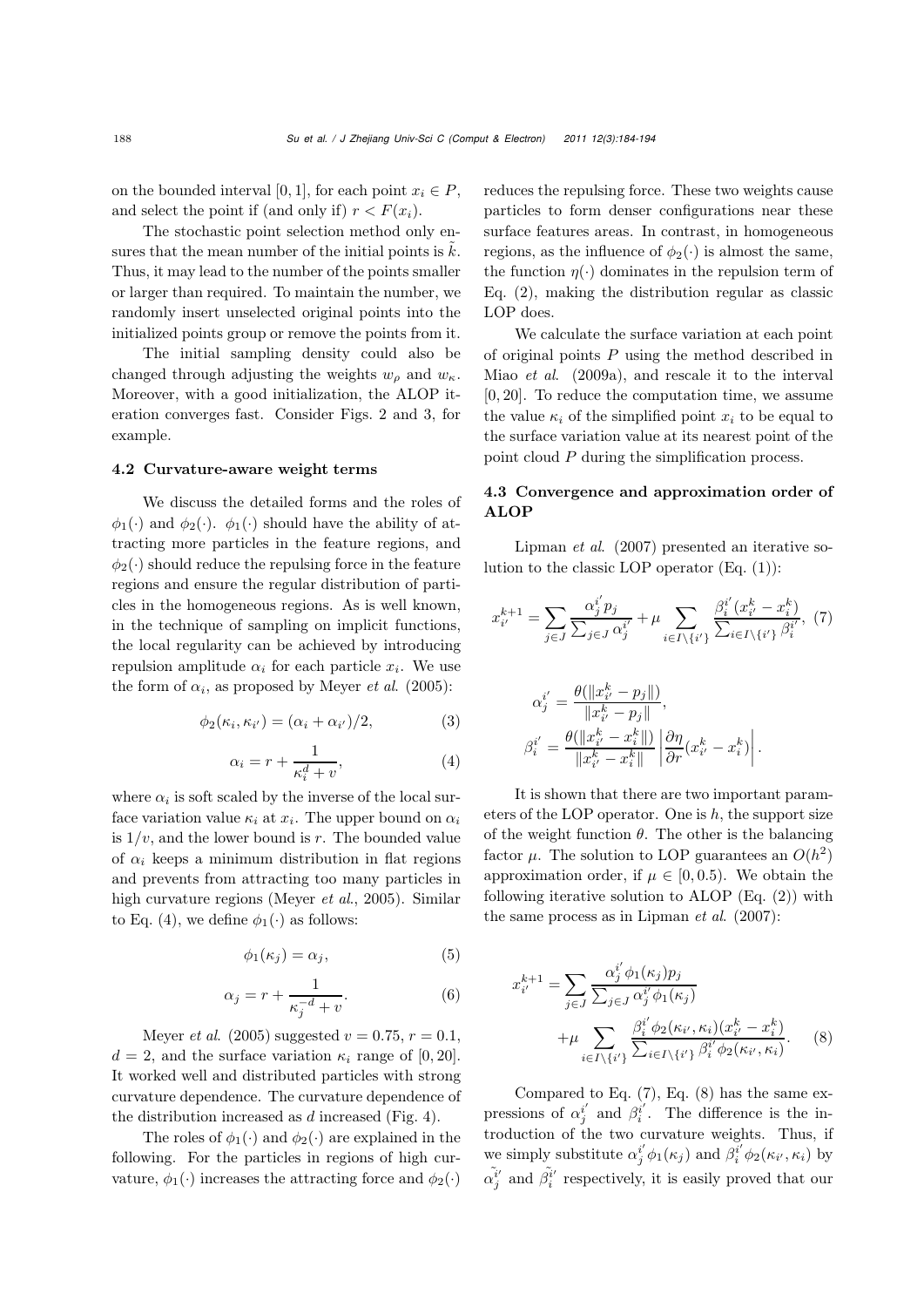on the bounded interval $[0, 1]$, for each point $x_i \in P$, and select the point if (and only if) $r < F(x_i)$.

The stochastic point selection method only ensures that the mean number of the initial points is $\tilde{k}$. Thus, it may lead to the number of the points smaller or larger than required. To maintain the number, we randomly insert unselected original points into the initialized points group or remove the points from it.

The initial sampling density could also be changed through adjusting the weights $w_\rho$ and $w_\kappa$. Moreover, with a good initialization, the ALOP iteration converges fast. Consider Figs. 2 and 3, for example.

### 4.2 Curvature-aware weight terms

We discuss the detailed forms and the roles of $\phi_1(\cdot)$ and $\phi_2(\cdot)$. $\phi_1(\cdot)$ should have the ability of attracting more particles in the feature regions, and $\phi_2(\cdot)$ should reduce the repulsing force in the feature regions and ensure the regular distribution of particles in the homogeneous regions. As is well known, in the technique of sampling on implicit functions, the local regularity can be achieved by introducing repulsion amplitude $\alpha_i$ for each particle $x_i$. We use the form of $\alpha_i$, as proposed by Meyer *et al.* (2005):

$$\phi_2(\kappa_i, \kappa_{i'}) = (\alpha_i + \alpha_{i'})/2, \tag{3}$$

$$\alpha_i = r + \frac{1}{\kappa_i^d + v}, \tag{4}$$

where $\alpha_i$ is soft scaled by the inverse of the local surface variation value $\kappa_i$ at $x_i$. The upper bound on $\alpha_i$ is $1/v$, and the lower bound is $r$. The bounded value of $\alpha_i$ keeps a minimum distribution in flat regions and prevents from attracting too many particles in high curvature regions (Meyer *et al.*, 2005). Similar to Eq. (4), we define $\phi_1(\cdot)$ as follows:

$$\phi_1(\kappa_j) = \alpha_j, \tag{5}$$

$$\alpha_j = r + \frac{1}{\kappa_j^{-d} + v}. \tag{6}$$

Meyer *et al.* (2005) suggested $v = 0.75$, $r = 0.1$, $d = 2$, and the surface variation $\kappa_i$ range of $[0, 20]$. It worked well and distributed particles with strong curvature dependence. The curvature dependence of the distribution increased as $d$ increased (Fig. 4).

The roles of $\phi_1(\cdot)$ and $\phi_2(\cdot)$ are explained in the following. For the particles in regions of high curvature, $\phi_1(\cdot)$ increases the attracting force and $\phi_2(\cdot)$ reduces the repulsing force. These two weights cause particles to form denser configurations near these surface features areas. In contrast, in homogeneous regions, as the influence of $\phi_2(\cdot)$ is almost the same, the function $\eta(\cdot)$ dominates in the repulsion term of Eq. (2), making the distribution regular as classic LOP does.

We calculate the surface variation at each point of original points $P$ using the method described in Miao *et al.* (2009a), and rescale it to the interval $[0, 20]$. To reduce the computation time, we assume the value $\kappa_i$ of the simplified point $x_i$ to be equal to the surface variation value at its nearest point of the point cloud $P$ during the simplification process.

### 4.3 Convergence and approximation order of ALOP

Lipman *et al.* (2007) presented an iterative solution to the classic LOP operator (Eq. (1)):

$$x_{i'}^{k+1} = \sum_{j \in J} \frac{\alpha_j^{i'} p_j}{\sum_{j \in J} \alpha_j^{i'}} + \mu \sum_{i \in I \setminus \{i'\}} \frac{\beta_i^{i'}(x_{i'}^k - x_i^k)}{\sum_{i \in I \setminus \{i'\}} \beta_i^{i'}}, \tag{7}$$

$$\alpha_j^{i'} = \frac{\theta(\|x_{i'}^k - p_j\|)}{\|x_{i'}^k - p_j\|},$$

$$\beta_i^{i'} = \frac{\theta(\|x_{i'}^k - x_i^k\|)}{\|x_{i'}^k - x_i^k\|} \left| \frac{\partial \eta}{\partial r}(x_{i'}^k - x_i^k) \right|.$$

It is shown that there are two important parameters of the LOP operator. One is $h$, the support size of the weight function $\theta$. The other is the balancing factor $\mu$. The solution to LOP guarantees an $O(h^2)$ approximation order, if $\mu \in [0, 0.5)$. We obtain the following iterative solution to ALOP (Eq. (2)) with the same process as in Lipman *et al.* (2007):

$$\begin{aligned} x_{i'}^{k+1} = &\sum_{j \in J} \frac{\alpha_j^{i'} \phi_1(\kappa_j) p_j}{\sum_{j \in J} \alpha_j^{i'} \phi_1(\kappa_j)} \\ &+ \mu \sum_{i \in I \setminus \{i'\}} \frac{\beta_i^{i'} \phi_2(\kappa_{i'}, \kappa_i)(x_{i'}^k - x_i^k)}{\sum_{i \in I \setminus \{i'\}} \beta_i^{i'} \phi_2(\kappa_{i'}, \kappa_i)}. \end{aligned} \tag{8}$$

Compared to Eq. (7), Eq. (8) has the same expressions of $\alpha_j^{i'}$ and $\beta_i^{i'}$. The difference is the introduction of the two curvature weights. Thus, if we simply substitute $\alpha_j^{i'} \phi_1(\kappa_j)$ and $\beta_i^{i'} \phi_2(\kappa_{i'}, \kappa_i)$ by $\tilde{\alpha_j^{i'}}$ and $\tilde{\beta_i^{i'}}$ respectively, it is easily proved that our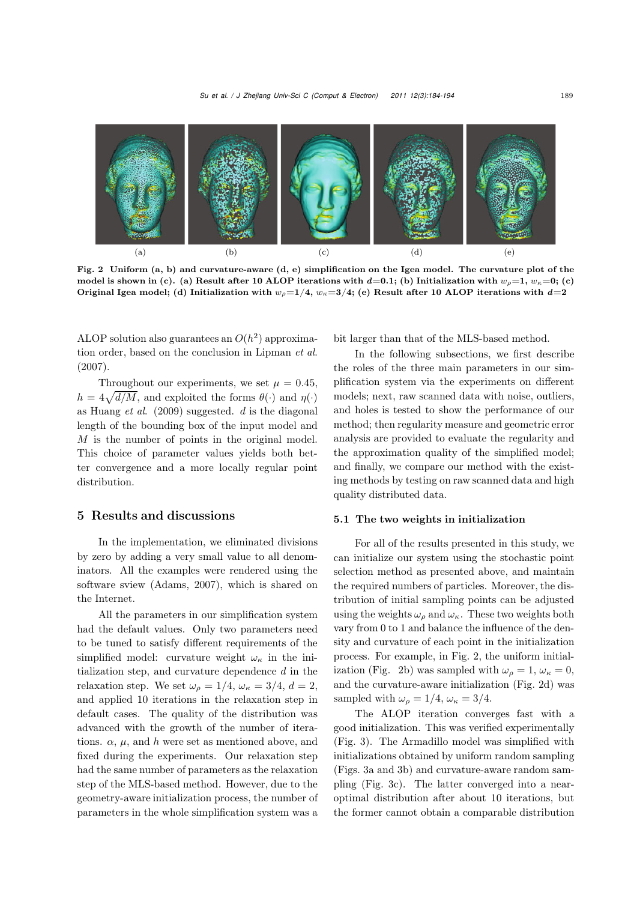(a) (b) (c) (d) (e)

**Fig. 2 Uniform (a, b) and curvature-aware (d, e) simplification on the Igea model. The curvature plot of the model is shown in (c). (a) Result after 10 ALOP iterations with $d$=0.1; (b) Initialization with $w_\rho$=1, $w_\kappa$=0; (c) Original Igea model; (d) Initialization with $w_\rho$=1/4, $w_\kappa$=3/4; (e) Result after 10 ALOP iterations with $d$=2**

ALOP solution also guarantees an $O(h^2)$ approximation order, based on the conclusion in Lipman *et al.* (2007).

Throughout our experiments, we set $\mu = 0.45$, $h = 4\sqrt{d/M}$, and exploited the forms $\theta(\cdot)$ and $\eta(\cdot)$ as Huang *et al.* (2009) suggested. $d$ is the diagonal length of the bounding box of the input model and $M$ is the number of points in the original model. This choice of parameter values yields both better convergence and a more locally regular point distribution.

## 5 Results and discussions

In the implementation, we eliminated divisions by zero by adding a very small value to all denominators. All the examples were rendered using the software sview (Adams, 2007), which is shared on the Internet.

All the parameters in our simplification system had the default values. Only two parameters need to be tuned to satisfy different requirements of the simplified model: curvature weight $\omega_\kappa$ in the initialization step, and curvature dependence $d$ in the relaxation step. We set $\omega_\rho = 1/4$, $\omega_\kappa = 3/4$, $d = 2$, and applied 10 iterations in the relaxation step in default cases. The quality of the distribution was advanced with the growth of the number of iterations. $\alpha$, $\mu$, and $h$ were set as mentioned above, and fixed during the experiments. Our relaxation step had the same number of parameters as the relaxation step of the MLS-based method. However, due to the geometry-aware initialization process, the number of parameters in the whole simplification system was a bit larger than that of the MLS-based method.

In the following subsections, we first describe the roles of the three main parameters in our simplification system via the experiments on different models; next, raw scanned data with noise, outliers, and holes is tested to show the performance of our method; then regularity measure and geometric error analysis are provided to evaluate the regularity and the approximation quality of the simplified model; and finally, we compare our method with the existing methods by testing on raw scanned data and high quality distributed data.

### 5.1 The two weights in initialization

For all of the results presented in this study, we can initialize our system using the stochastic point selection method as presented above, and maintain the required numbers of particles. Moreover, the distribution of initial sampling points can be adjusted using the weights $\omega_\rho$ and $\omega_\kappa$. These two weights both vary from 0 to 1 and balance the influence of the density and curvature of each point in the initialization process. For example, in Fig. 2, the uniform initialization (Fig. 2b) was sampled with $\omega_\rho = 1$, $\omega_\kappa = 0$, and the curvature-aware initialization (Fig. 2d) was sampled with $\omega_\rho = 1/4$, $\omega_\kappa = 3/4$.

The ALOP iteration converges fast with a good initialization. This was verified experimentally (Fig. 3). The Armadillo model was simplified with initializations obtained by uniform random sampling (Figs. 3a and 3b) and curvature-aware random sampling (Fig. 3c). The latter converged into a near-optimal distribution after about 10 iterations, but the former cannot obtain a comparable distribution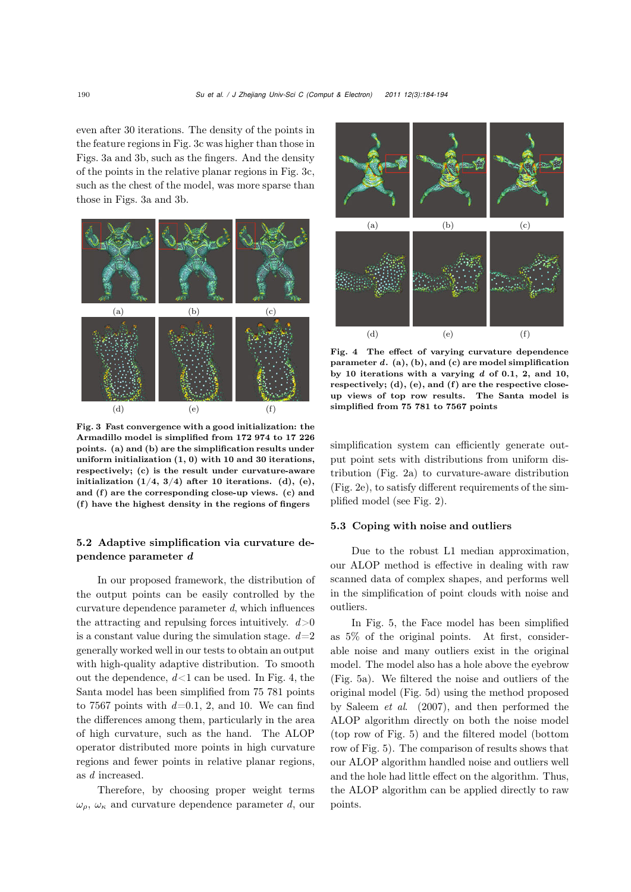even after 30 iterations. The density of the points in the feature regions in Fig. 3c was higher than those in Figs. 3a and 3b, such as the fingers. And the density of the points in the relative planar regions in Fig. 3c, such as the chest of the model, was more sparse than those in Figs. 3a and 3b.

**Fig. 3 Fast convergence with a good initialization: the Armadillo model is simplified from 172 974 to 17 226 points. (a) and (b) are the simplification results under uniform initialization (1, 0) with 10 and 30 iterations, respectively; (c) is the result under curvature-aware initialization (1/4, 3/4) after 10 iterations. (d), (e), and (f) are the corresponding close-up views. (c) and (f) have the highest density in the regions of fingers**

### 5.2 Adaptive simplification via curvature dependence parameter $d$

In our proposed framework, the distribution of the output points can be easily controlled by the curvature dependence parameter $d$, which influences the attracting and repulsing forces intuitively. $d>0$ is a constant value during the simulation stage. $d=2$ generally worked well in our tests to obtain an output with high-quality adaptive distribution. To smooth out the dependence, $d<1$ can be used. In Fig. 4, the Santa model has been simplified from 75 781 points to 7567 points with $d=0.1$, 2, and 10. We can find the differences among them, particularly in the area of high curvature, such as the hand. The ALOP operator distributed more points in high curvature regions and fewer points in relative planar regions, as $d$ increased.

Therefore, by choosing proper weight terms $\omega_\rho$, $\omega_\kappa$ and curvature dependence parameter $d$, our simplification system can efficiently generate output point sets with distributions from uniform distribution (Fig. 2a) to curvature-aware distribution (Fig. 2e), to satisfy different requirements of the simplified model (see Fig. 2).

**Fig. 4 The effect of varying curvature dependence parameter $d$. (a), (b), and (c) are model simplification by 10 iterations with a varying $d$ of 0.1, 2, and 10, respectively; (d), (e), and (f) are the respective close-up views of top row results. The Santa model is simplified from 75 781 to 7567 points**

### 5.3 Coping with noise and outliers

Due to the robust L1 median approximation, our ALOP method is effective in dealing with raw scanned data of complex shapes, and performs well in the simplification of point clouds with noise and outliers.

In Fig. 5, the Face model has been simplified as 5% of the original points. At first, considerable noise and many outliers exist in the original model. The model also has a hole above the eyebrow (Fig. 5a). We filtered the noise and outliers of the original model (Fig. 5d) using the method proposed by Saleem *et al.* (2007), and then performed the ALOP algorithm directly on both the noise model (top row of Fig. 5) and the filtered model (bottom row of Fig. 5). The comparison of results shows that our ALOP algorithm handled noise and outliers well and the hole had little effect on the algorithm. Thus, the ALOP algorithm can be applied directly to raw points.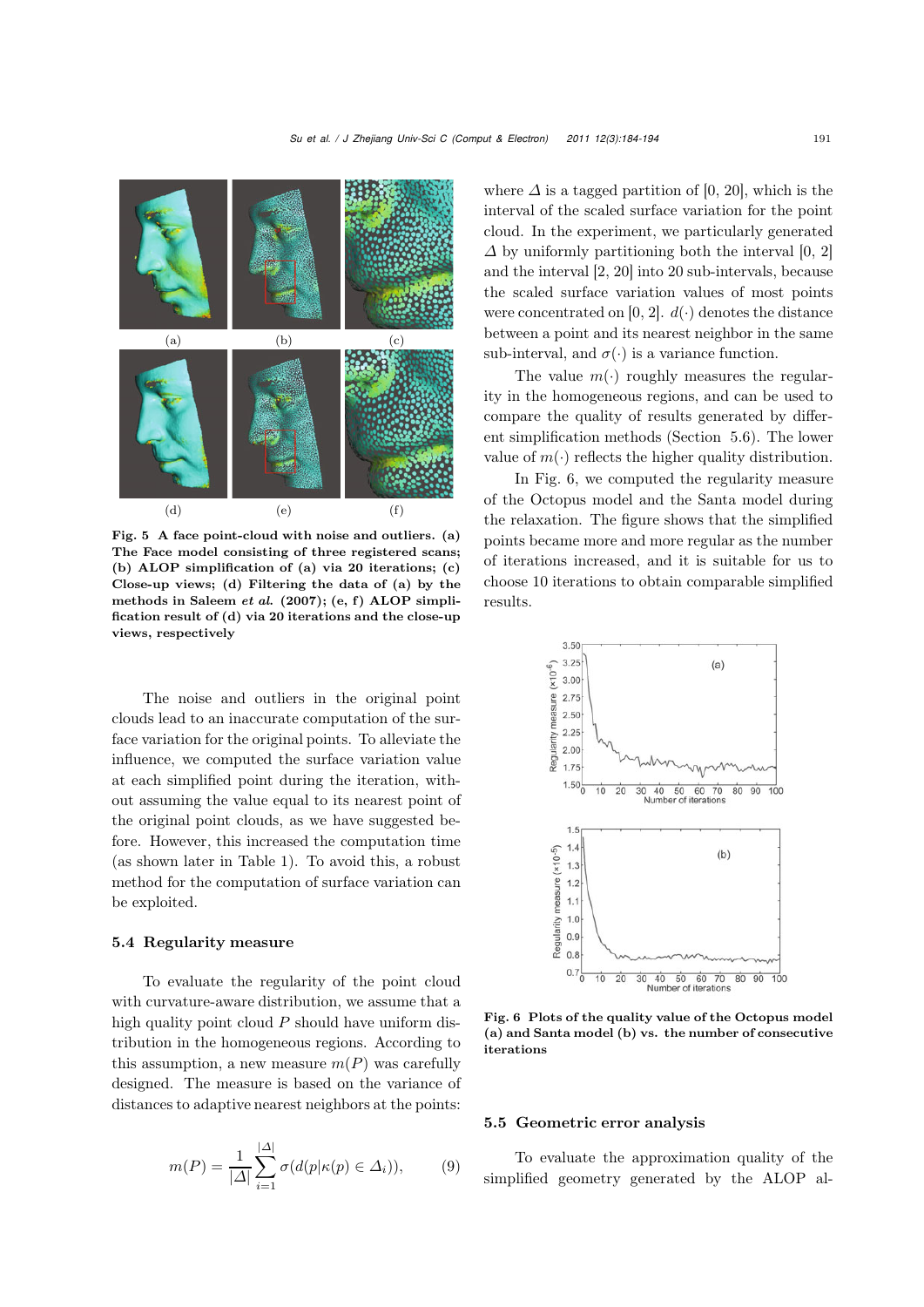Fig. 5 A face point-cloud with noise and outliers. (a) The Face model consisting of three registered scans; (b) ALOP simplification of (a) via 20 iterations; (c) Close-up views; (d) Filtering the data of (a) by the methods in Saleem *et al.* (2007); (e, f) ALOP simplification result of (d) via 20 iterations and the close-up views, respectively

The noise and outliers in the original point clouds lead to an inaccurate computation of the surface variation for the original points. To alleviate the influence, we computed the surface variation value at each simplified point during the iteration, without assuming the value equal to its nearest point of the original point clouds, as we have suggested before. However, this increased the computation time (as shown later in Table 1). To avoid this, a robust method for the computation of surface variation can be exploited.

### 5.4 Regularity measure

To evaluate the regularity of the point cloud with curvature-aware distribution, we assume that a high quality point cloud $P$ should have uniform distribution in the homogeneous regions. According to this assumption, a new measure $m(P)$ was carefully designed. The measure is based on the variance of distances to adaptive nearest neighbors at the points:

$$m(P) = \frac{1}{|\Delta|}\sum_{i=1}^{|\Delta|} \sigma(d(p|\kappa(p) \in \Delta_i)), \qquad (9)$$

where $\Delta$ is a tagged partition of [0, 20], which is the interval of the scaled surface variation for the point cloud. In the experiment, we particularly generated $\Delta$ by uniformly partitioning both the interval [0, 2] and the interval [2, 20] into 20 sub-intervals, because the scaled surface variation values of most points were concentrated on [0, 2]. $d(\cdot)$ denotes the distance between a point and its nearest neighbor in the same sub-interval, and $\sigma(\cdot)$ is a variance function.

The value $m(\cdot)$ roughly measures the regularity in the homogeneous regions, and can be used to compare the quality of results generated by different simplification methods (Section 5.6). The lower value of $m(\cdot)$ reflects the higher quality distribution.

In Fig. 6, we computed the regularity measure of the Octopus model and the Santa model during the relaxation. The figure shows that the simplified points became more and more regular as the number of iterations increased, and it is suitable for us to choose 10 iterations to obtain comparable simplified results.

Fig. 6 Plots of the quality value of the Octopus model (a) and Santa model (b) vs. the number of consecutive iterations

### 5.5 Geometric error analysis

To evaluate the approximation quality of the simplified geometry generated by the ALOP al-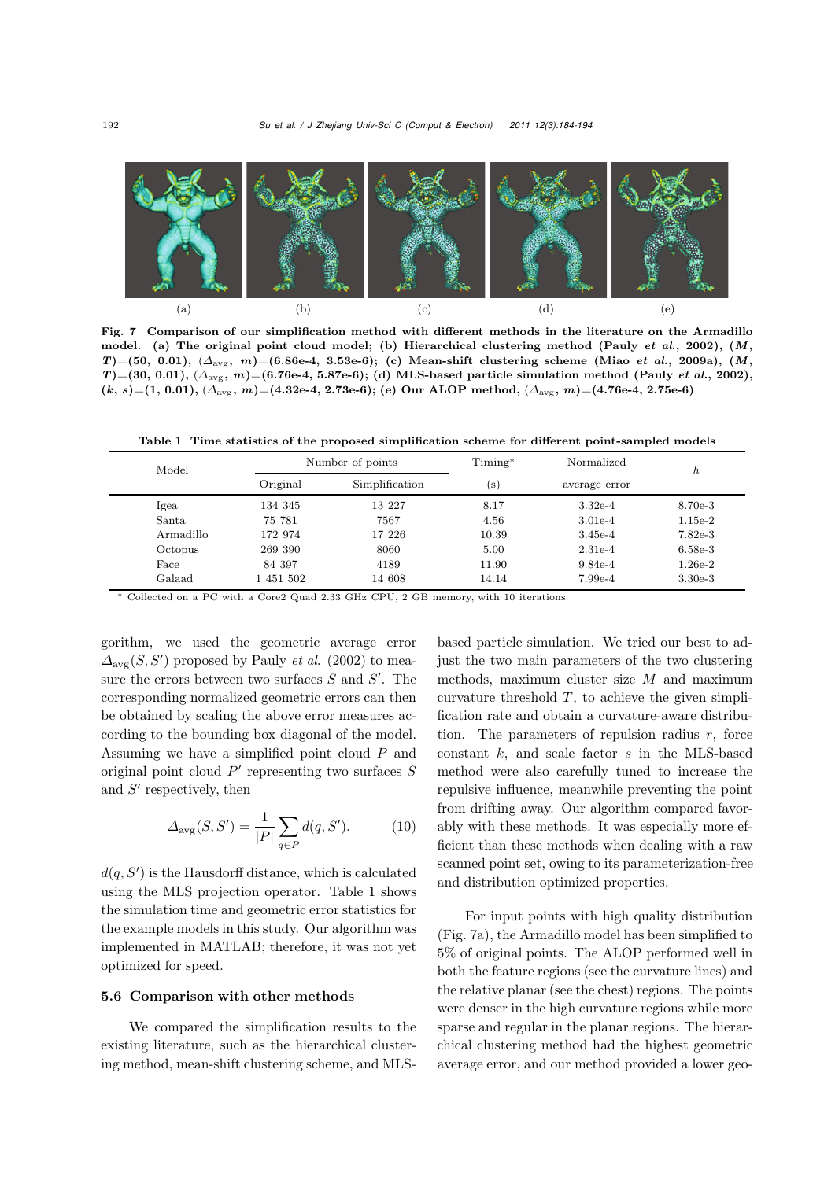**Fig. 7 Comparison of our simplification method with different methods in the literature on the Armadillo model. (a) The original point cloud model; (b) Hierarchical clustering method (Pauly *et al.*, 2002), ($M$, $T$)=(50, 0.01), ($\Delta_{\text{avg}}$, $m$)=(6.86e-4, 3.53e-6); (c) Mean-shift clustering scheme (Miao *et al.*, 2009a), ($M$, $T$)=(30, 0.01), ($\Delta_{\text{avg}}$, $m$)=(6.76e-4, 5.87e-6); (d) MLS-based particle simulation method (Pauly *et al.*, 2002), ($k$, $s$)=(1, 0.01), ($\Delta_{\text{avg}}$, $m$)=(4.32e-4, 2.73e-6); (e) Our ALOP method, ($\Delta_{\text{avg}}$, $m$)=(4.76e-4, 2.75e-6)**

**Table 1 Time statistics of the proposed simplification scheme for different point-sampled models**

| Model | Number of points | | Timing* | Normalized | $h$ |
|---|---|---|---|---|---|
| | Original | Simplification | (s) | average error | |
| Igea | 134 345 | 13 227 | 8.17 | 3.32e-4 | 8.70e-3 |
| Santa | 75 781 | 7567 | 4.56 | 3.01e-4 | 1.15e-2 |
| Armadillo | 172 974 | 17 226 | 10.39 | 3.45e-4 | 7.82e-3 |
| Octopus | 269 390 | 8060 | 5.00 | 2.31e-4 | 6.58e-3 |
| Face | 84 397 | 4189 | 11.90 | 9.84e-4 | 1.26e-2 |
| Galaad | 1 451 502 | 14 608 | 14.14 | 7.99e-4 | 3.30e-3 |

\* Collected on a PC with a Core2 Quad 2.33 GHz CPU, 2 GB memory, with 10 iterations

gorithm, we used the geometric average error $\Delta_{\text{avg}}(S, S')$ proposed by Pauly *et al.* (2002) to measure the errors between two surfaces $S$ and $S'$. The corresponding normalized geometric errors can then be obtained by scaling the above error measures according to the bounding box diagonal of the model. Assuming we have a simplified point cloud $P$ and original point cloud $P'$ representing two surfaces $S$ and $S'$ respectively, then

$$\Delta_{\text{avg}}(S, S') = \frac{1}{|P|} \sum_{q \in P} d(q, S'). \tag{10}$$

$d(q, S')$ is the Hausdorff distance, which is calculated using the MLS projection operator. Table 1 shows the simulation time and geometric error statistics for the example models in this study. Our algorithm was implemented in MATLAB; therefore, it was not yet optimized for speed.

### 5.6 Comparison with other methods

We compared the simplification results to the existing literature, such as the hierarchical clustering method, mean-shift clustering scheme, and MLS-based particle simulation. We tried our best to adjust the two main parameters of the two clustering methods, maximum cluster size $M$ and maximum curvature threshold $T$, to achieve the given simplification rate and obtain a curvature-aware distribution. The parameters of repulsion radius $r$, force constant $k$, and scale factor $s$ in the MLS-based method were also carefully tuned to increase the repulsive influence, meanwhile preventing the point from drifting away. Our algorithm compared favorably with these methods. It was especially more efficient than these methods when dealing with a raw scanned point set, owing to its parameterization-free and distribution optimized properties.

For input points with high quality distribution (Fig. 7a), the Armadillo model has been simplified to 5% of original points. The ALOP performed well in both the feature regions (see the curvature lines) and the relative planar (see the chest) regions. The points were denser in the high curvature regions while more sparse and regular in the planar regions. The hierarchical clustering method had the highest geometric average error, and our method provided a lower geo-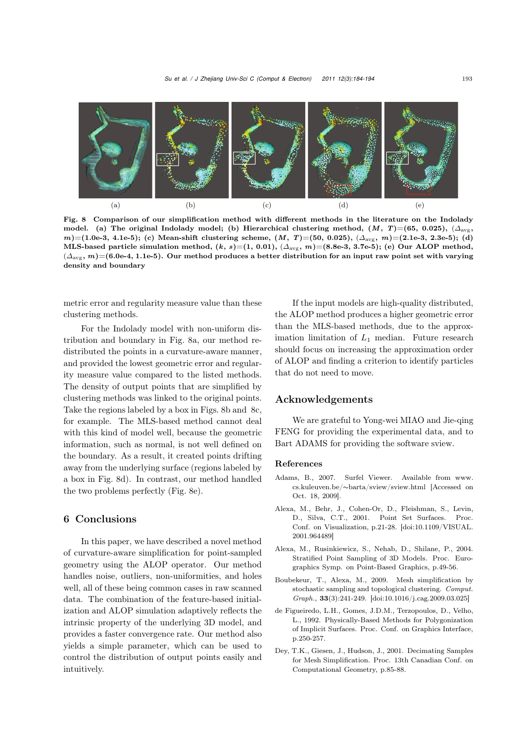(a) (b) (c) (d) (e)

**Fig. 8 Comparison of our simplification method with different methods in the literature on the Indolady model. (a) The original Indolady model; (b) Hierarchical clustering method, ($M$, $T$)=(65, 0.025), ($\Delta_{avg}$, $m$)=(1.0e-3, 4.1e-5); (c) Mean-shift clustering scheme, ($M$, $T$)=(50, 0.025), ($\Delta_{avg}$, $m$)=(2.1e-3, 2.3e-5); (d) MLS-based particle simulation method, ($k$, $s$)=(1, 0.01), ($\Delta_{avg}$, $m$)=(8.8e-3, 3.7e-5); (e) Our ALOP method, ($\Delta_{avg}$, $m$)=(6.0e-4, 1.1e-5). Our method produces a better distribution for an input raw point set with varying density and boundary**

metric error and regularity measure value than these clustering methods.

For the Indolady model with non-uniform distribution and boundary in Fig. 8a, our method redistributed the points in a curvature-aware manner, and provided the lowest geometric error and regularity measure value compared to the listed methods. The density of output points that are simplified by clustering methods was linked to the original points. Take the regions labeled by a box in Figs. 8b and 8c, for example. The MLS-based method cannot deal with this kind of model well, because the geometric information, such as normal, is not well defined on the boundary. As a result, it created points drifting away from the underlying surface (regions labeled by a box in Fig. 8d). In contrast, our method handled the two problems perfectly (Fig. 8e).

## 6 Conclusions

In this paper, we have described a novel method of curvature-aware simplification for point-sampled geometry using the ALOP operator. Our method handles noise, outliers, non-uniformities, and holes well, all of these being common cases in raw scanned data. The combination of the feature-based initialization and ALOP simulation adaptively reflects the intrinsic property of the underlying 3D model, and provides a faster convergence rate. Our method also yields a simple parameter, which can be used to control the distribution of output points easily and intuitively.

If the input models are high-quality distributed, the ALOP method produces a higher geometric error than the MLS-based methods, due to the approximation limitation of $L_1$ median. Future research should focus on increasing the approximation order of ALOP and finding a criterion to identify particles that do not need to move.

## Acknowledgements

We are grateful to Yong-wei MIAO and Jie-qing FENG for providing the experimental data, and to Bart ADAMS for providing the software sview.

### References

Adams, B., 2007. Surfel Viewer. Available from www.cs.kuleuven.be/~barta/sview/sview.html [Accessed on Oct. 18, 2009].

Alexa, M., Behr, J., Cohen-Or, D., Fleishman, S., Levin, D., Silva, C.T., 2001. Point Set Surfaces. Proc. Conf. on Visualization, p.21-28. [doi:10.1109/VISUAL.2001.964489]

Alexa, M., Rusinkiewicz, S., Nehab, D., Shilane, P., 2004. Stratified Point Sampling of 3D Models. Proc. Eurographics Symp. on Point-Based Graphics, p.49-56.

Boubekeur, T., Alexa, M., 2009. Mesh simplification by stochastic sampling and topological clustering. *Comput. Graph.*, **33**(3):241-249. [doi:10.1016/j.cag.2009.03.025]

de Figueiredo, L.H., Gomes, J.D.M., Terzopoulos, D., Velho, L., 1992. Physically-Based Methods for Polygonization of Implicit Surfaces. Proc. Conf. on Graphics Interface, p.250-257.

Dey, T.K., Giesen, J., Hudson, J., 2001. Decimating Samples for Mesh Simplification. Proc. 13th Canadian Conf. on Computational Geometry, p.85-88.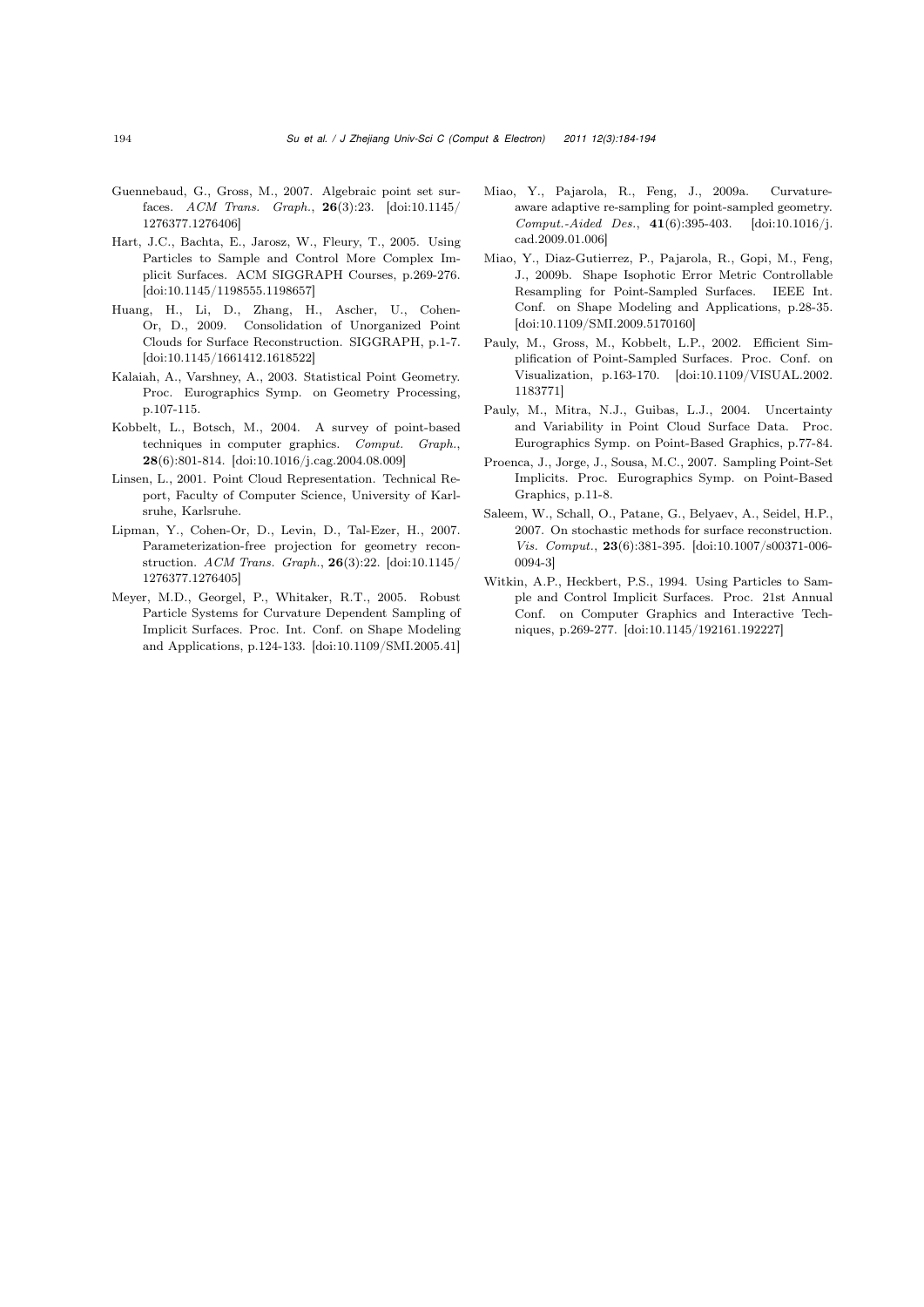Guennebaud, G., Gross, M., 2007. Algebraic point set surfaces. *ACM Trans. Graph.*, **26**(3):23. [doi:10.1145/1276377.1276406]

Hart, J.C., Bachta, E., Jarosz, W., Fleury, T., 2005. Using Particles to Sample and Control More Complex Implicit Surfaces. ACM SIGGRAPH Courses, p.269-276. [doi:10.1145/1198555.1198657]

Huang, H., Li, D., Zhang, H., Ascher, U., Cohen-Or, D., 2009. Consolidation of Unorganized Point Clouds for Surface Reconstruction. SIGGRAPH, p.1-7. [doi:10.1145/1661412.1618522]

Kalaiah, A., Varshney, A., 2003. Statistical Point Geometry. Proc. Eurographics Symp. on Geometry Processing, p.107-115.

Kobbelt, L., Botsch, M., 2004. A survey of point-based techniques in computer graphics. *Comput. Graph.*, **28**(6):801-814. [doi:10.1016/j.cag.2004.08.009]

Linsen, L., 2001. Point Cloud Representation. Technical Report, Faculty of Computer Science, University of Karlsruhe, Karlsruhe.

Lipman, Y., Cohen-Or, D., Levin, D., Tal-Ezer, H., 2007. Parameterization-free projection for geometry reconstruction. *ACM Trans. Graph.*, **26**(3):22. [doi:10.1145/1276377.1276405]

Meyer, M.D., Georgel, P., Whitaker, R.T., 2005. Robust Particle Systems for Curvature Dependent Sampling of Implicit Surfaces. Proc. Int. Conf. on Shape Modeling and Applications, p.124-133. [doi:10.1109/SMI.2005.41]

Miao, Y., Pajarola, R., Feng, J., 2009a. Curvature-aware adaptive re-sampling for point-sampled geometry. *Comput.-Aided Des.*, **41**(6):395-403. [doi:10.1016/j.cad.2009.01.006]

Miao, Y., Diaz-Gutierrez, P., Pajarola, R., Gopi, M., Feng, J., 2009b. Shape Isophotic Error Metric Controllable Resampling for Point-Sampled Surfaces. IEEE Int. Conf. on Shape Modeling and Applications, p.28-35. [doi:10.1109/SMI.2009.5170160]

Pauly, M., Gross, M., Kobbelt, L.P., 2002. Efficient Simplification of Point-Sampled Surfaces. Proc. Conf. on Visualization, p.163-170. [doi:10.1109/VISUAL.2002.1183771]

Pauly, M., Mitra, N.J., Guibas, L.J., 2004. Uncertainty and Variability in Point Cloud Surface Data. Proc. Eurographics Symp. on Point-Based Graphics, p.77-84.

Proenca, J., Jorge, J., Sousa, M.C., 2007. Sampling Point-Set Implicits. Proc. Eurographics Symp. on Point-Based Graphics, p.11-8.

Saleem, W., Schall, O., Patane, G., Belyaev, A., Seidel, H.P., 2007. On stochastic methods for surface reconstruction. *Vis. Comput.*, **23**(6):381-395. [doi:10.1007/s00371-006-0094-3]

Witkin, A.P., Heckbert, P.S., 1994. Using Particles to Sample and Control Implicit Surfaces. Proc. 21st Annual Conf. on Computer Graphics and Interactive Techniques, p.269-277. [doi:10.1145/192161.192227]